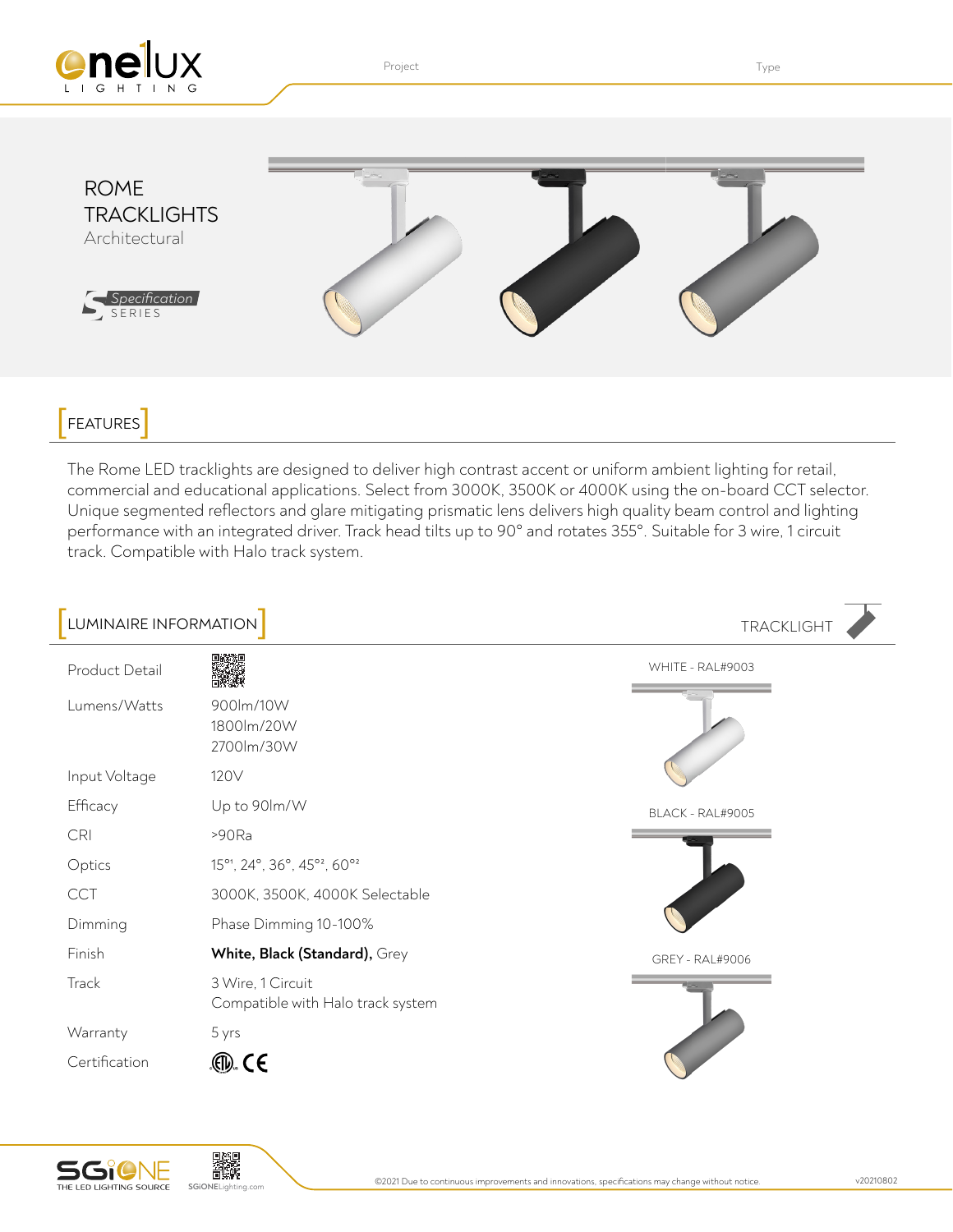Project

Type

# ROME TRACKLIGHTS

Architectural

Specification SERIES

## FEATURES

The Rome LED tracklights are designed to deliver high contrast accent or uniform ambient lighting for retail, commercial and educational applications. Select from 3000K, 3500K or 4000K using the on-board CCT selector. Unique segmented reflectors and glare mitigating prismatic lens delivers high quality beam control and lighting performance with an integrated driver. Track head tilts up to 90° and rotates 355°. Suitable for 3 wire, 1 circuit track. Compatible with Halo track system.

## LUMINAIRE INFORMATION

TRACKLIGHT

| | |
|---|---|
| Product Detail | |
| Lumens/Watts | 900lm/10W<br>1800lm/20W<br>2700lm/30W |
| Input Voltage | 120V |
| Efficacy | Up to 90lm/W |
| CRI | >90Ra |
| Optics | 15°[1], 24°, 36°, 45°[2], 60°[2] |
| CCT | 3000K, 3500K, 4000K Selectable |
| Dimming | Phase Dimming 10-100% |
| Finish | **White, Black (Standard),** Grey |
| Track | 3 Wire, 1 Circuit<br>Compatible with Halo track system |
| Warranty | 5 yrs |
| Certification | ETL, CE |

WHITE - RAL#9003

BLACK - RAL#9005

GREY - RAL#9006

SGiONE THE LED LIGHTING SOURCE

SGiONELighting.com

©2021 Due to continuous improvements and innovations, specifications may change without notice.

v20210802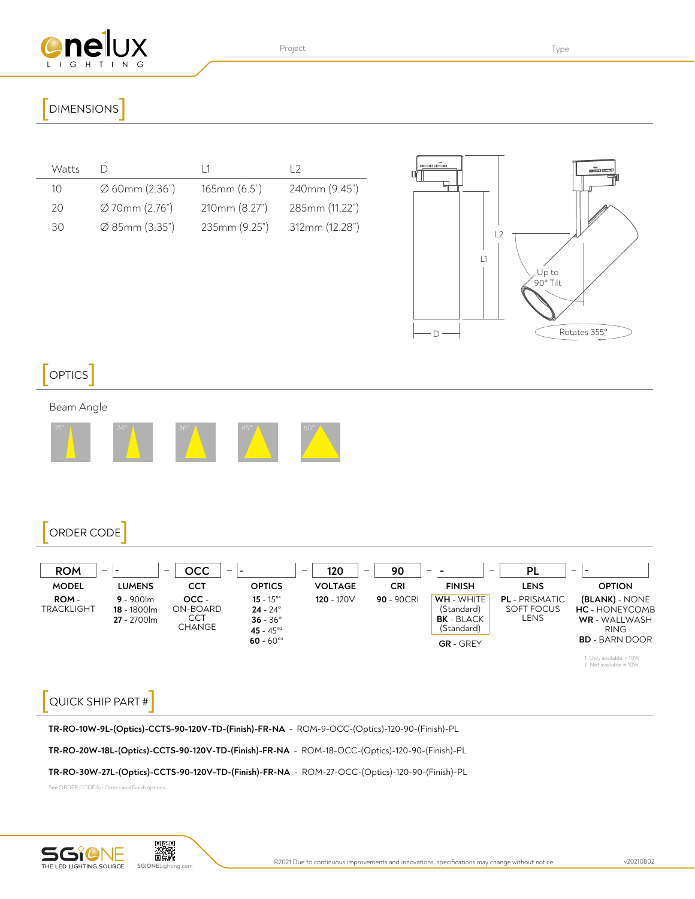Project

Type

## DIMENSIONS

| Watts | D | L1 | L2 |
|---|---|---|---|
| 10 | Ø 60mm (2.36") | 165mm (6.5") | 240mm (9.45") |
| 20 | Ø 70mm (2.76") | 210mm (8.27") | 285mm (11.22") |
| 30 | Ø 85mm (3.35") | 235mm (9.25") | 312mm (12.28") |

L2

L1

D

Up to 90° Tilt

Rotates 355°

## OPTICS

Beam Angle

15° 24° 36° 45° 60°

## ORDER CODE

| ROM | - | OCC | - | 120 | 90 | - | PL | - |
|---|---|---|---|---|---|---|---|---|
| **MODEL** | **LUMENS** | **CCT** | **OPTICS** | **VOLTAGE** | **CRI** | **FINISH** | **LENS** | **OPTION** |
| **ROM** - TRACKLIGHT | **9** - 900lm<br>**18** - 1800lm<br>**27** - 2700lm | **OCC** - ON-BOARD CCT CHANGE | **15** - 15°[1]<br>**24** - 24°<br>**36** - 36°<br>**45** - 45°[2]<br>**60** - 60°[2] | **120** - 120V | **90** - 90CRI | **WH** - WHITE (Standard)<br>**BK** - BLACK (Standard)<br>**GR** - GREY | **PL** - PRISMATIC SOFT FOCUS LENS | **(BLANK)** - NONE<br>**HC** - HONEYCOMB<br>**WR** - WALLWASH RING<br>**BD** - BARN DOOR |

1. Only available in 10W
2. Not available in 10W

## QUICK SHIP PART #

**TR-RO-10W-9L-(Optics)-CCTS-90-120V-TD-(Finish)-FR-NA** - ROM-9-OCC-(Optics)-120-90-(Finish)-PL

**TR-RO-20W-18L-(Optics)-CCTS-90-120V-TD-(Finish)-FR-NA** - ROM-18-OCC-(Optics)-120-90-(Finish)-PL

**TR-RO-30W-27L-(Optics)-CCTS-90-120V-TD-(Finish)-FR-NA** - ROM-27-OCC-(Optics)-120-90-(Finish)-PL

See ORDER CODE for Optics and Finish options.

THE LED LIGHTING SOURCE SGiONELighting.com

©2021 Due to continuous improvements and innovations, specifications may change without notice.

v20210802